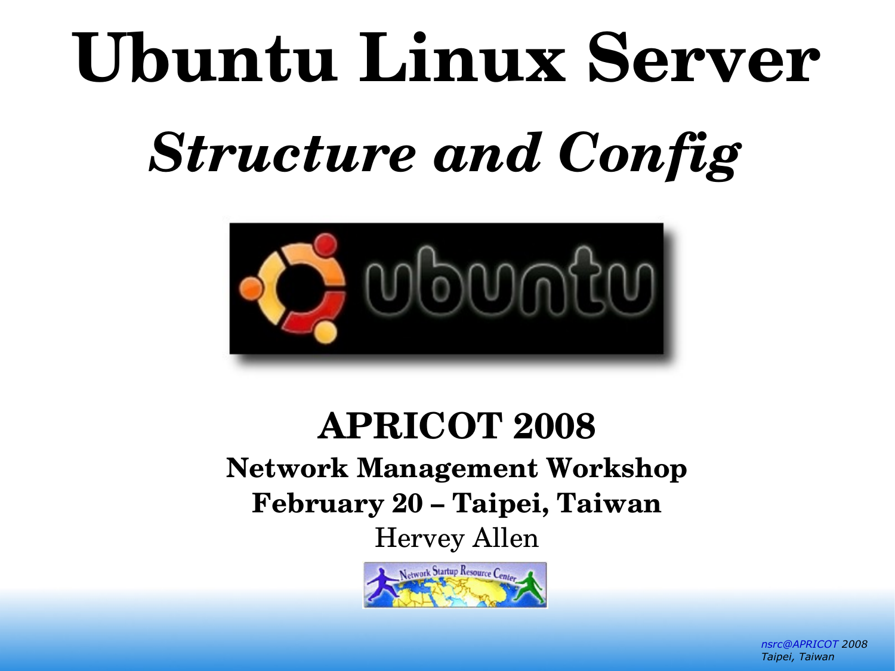# Ubuntu Linux Server

## *Structure and Config*

**APRICOT 2008**

**Network Management Workshop**

**February 20 – Taipei, Taiwan**

Hervey Allen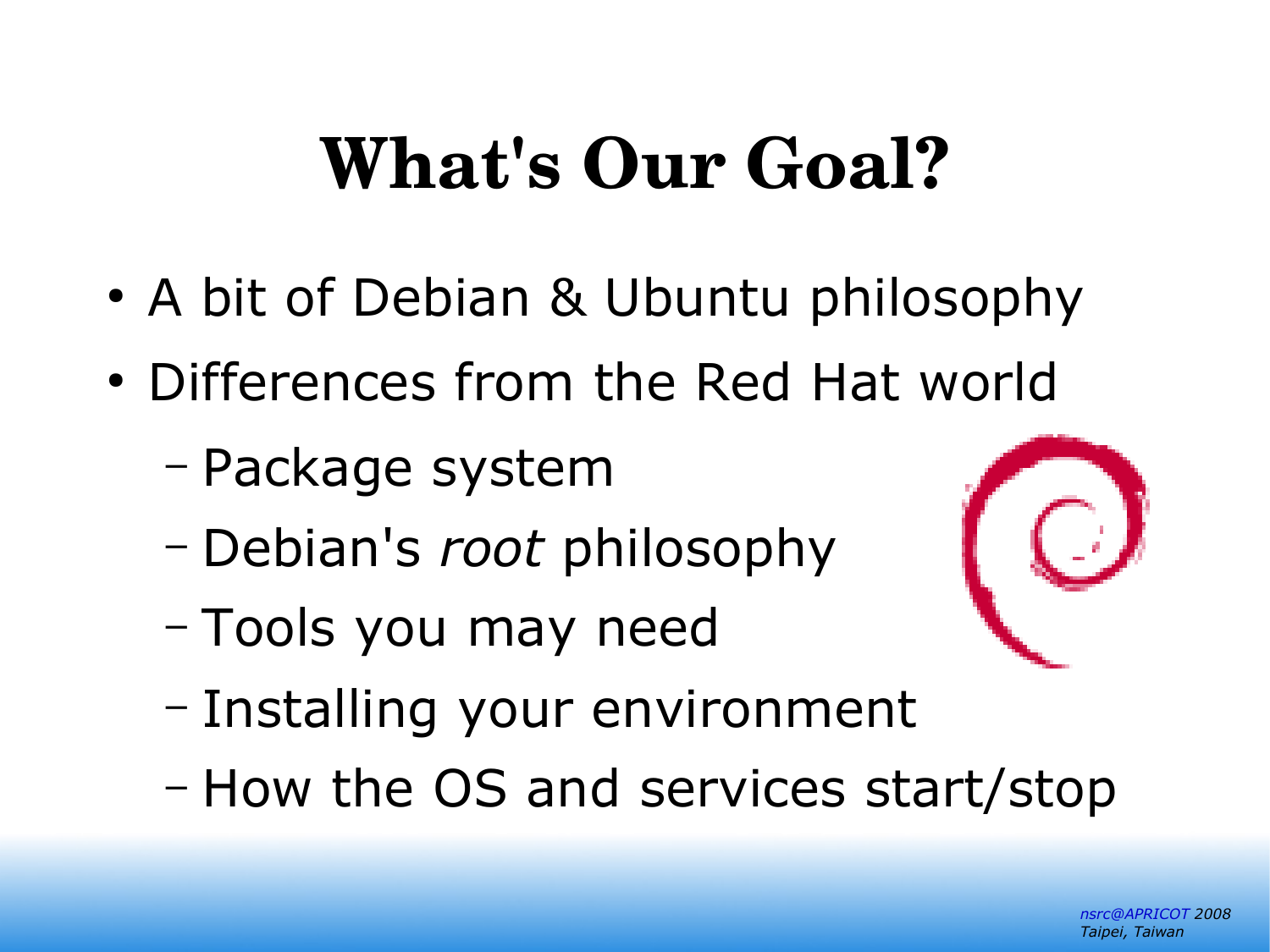# What's Our Goal?

- A bit of Debian & Ubuntu philosophy
- Differences from the Red Hat world
  - Package system
  - Debian's *root* philosophy
  - Tools you may need
  - Installing your environment
  - How the OS and services start/stop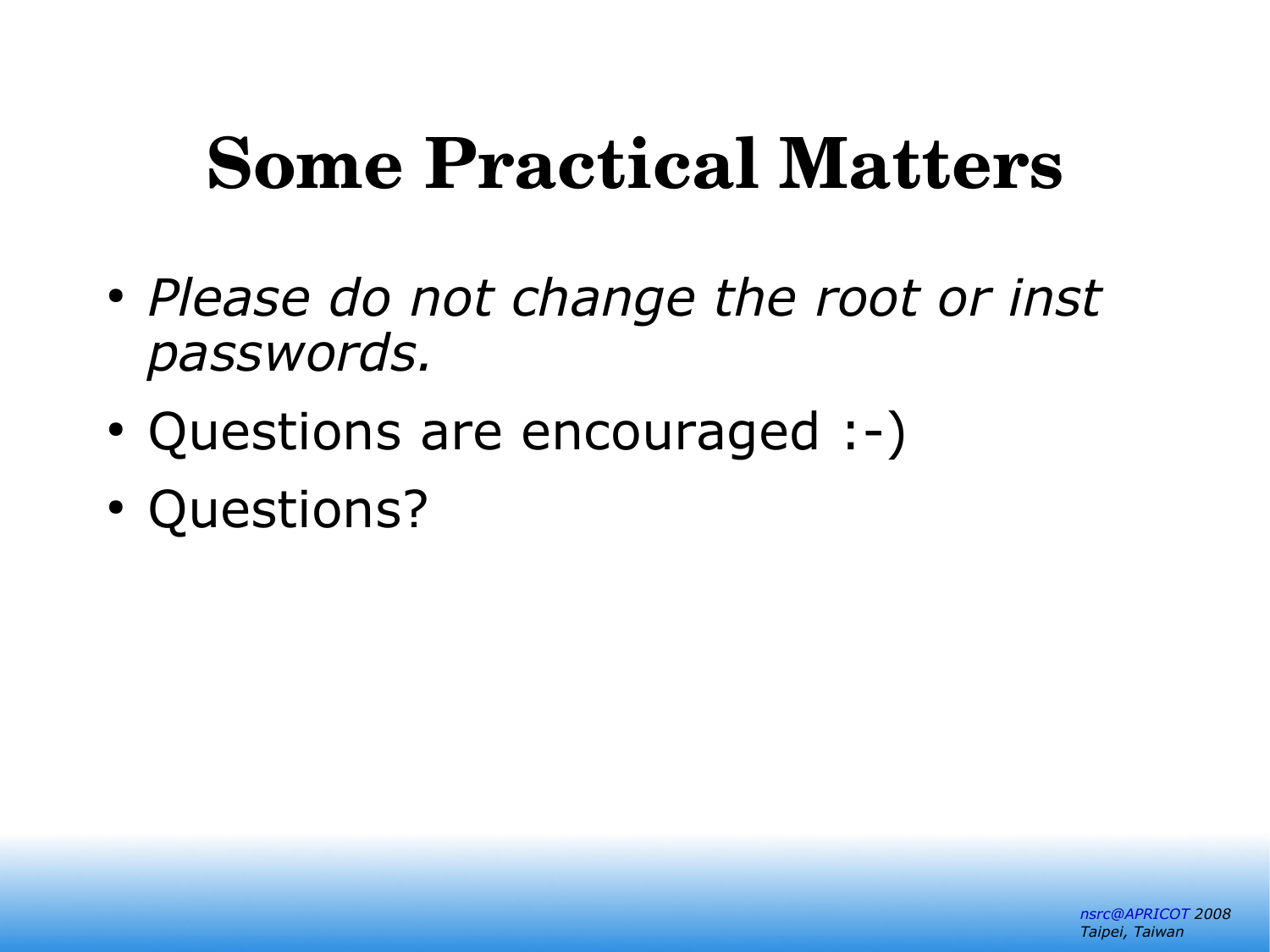# Some Practical Matters

- *Please do not change the root or inst passwords.*
- Questions are encouraged :-)
- Questions?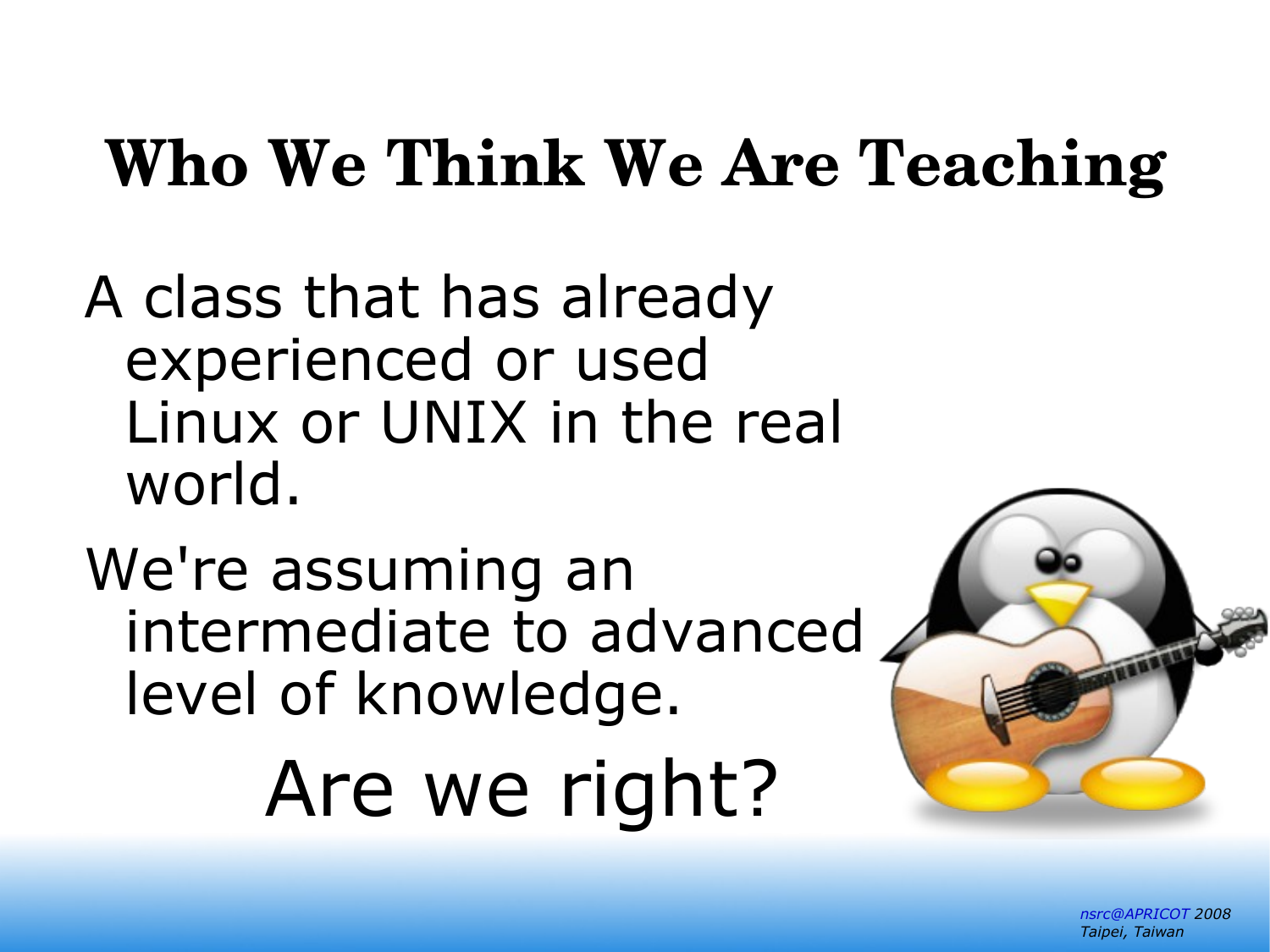# Who We Think We Are Teaching

A class that has already experienced or used Linux or UNIX in the real world.

We're assuming an intermediate to advanced level of knowledge.

Are we right?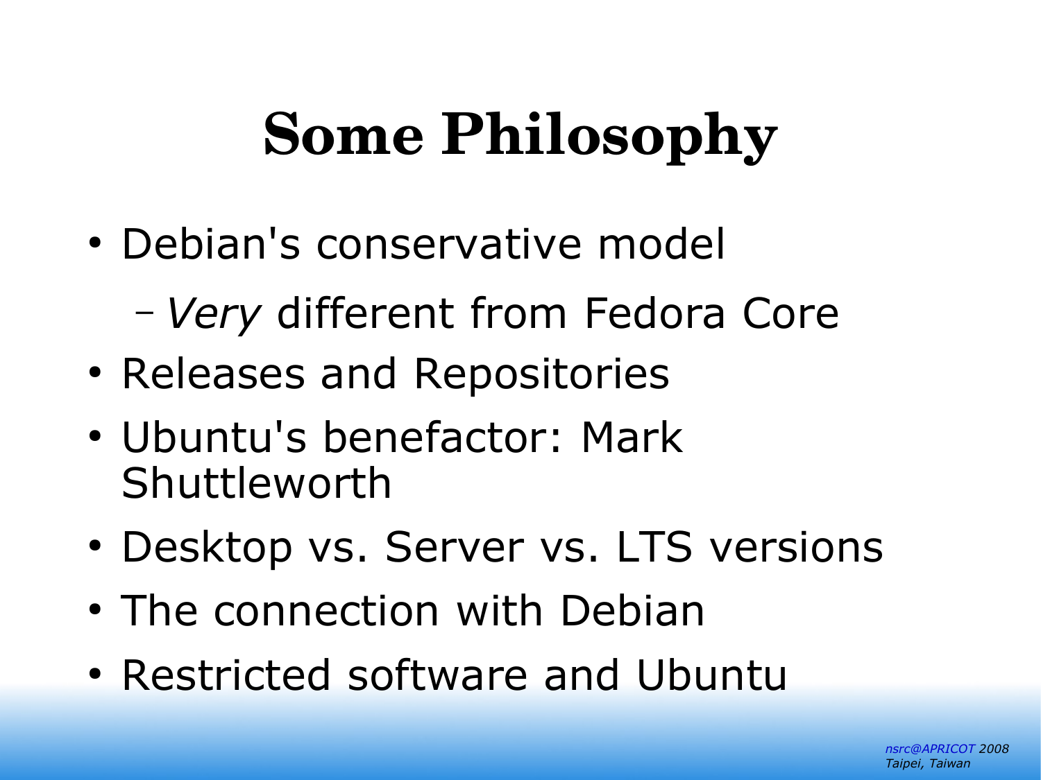# Some Philosophy

- Debian's conservative model
  - *Very* different from Fedora Core
- Releases and Repositories
- Ubuntu's benefactor: Mark Shuttleworth
- Desktop vs. Server vs. LTS versions
- The connection with Debian
- Restricted software and Ubuntu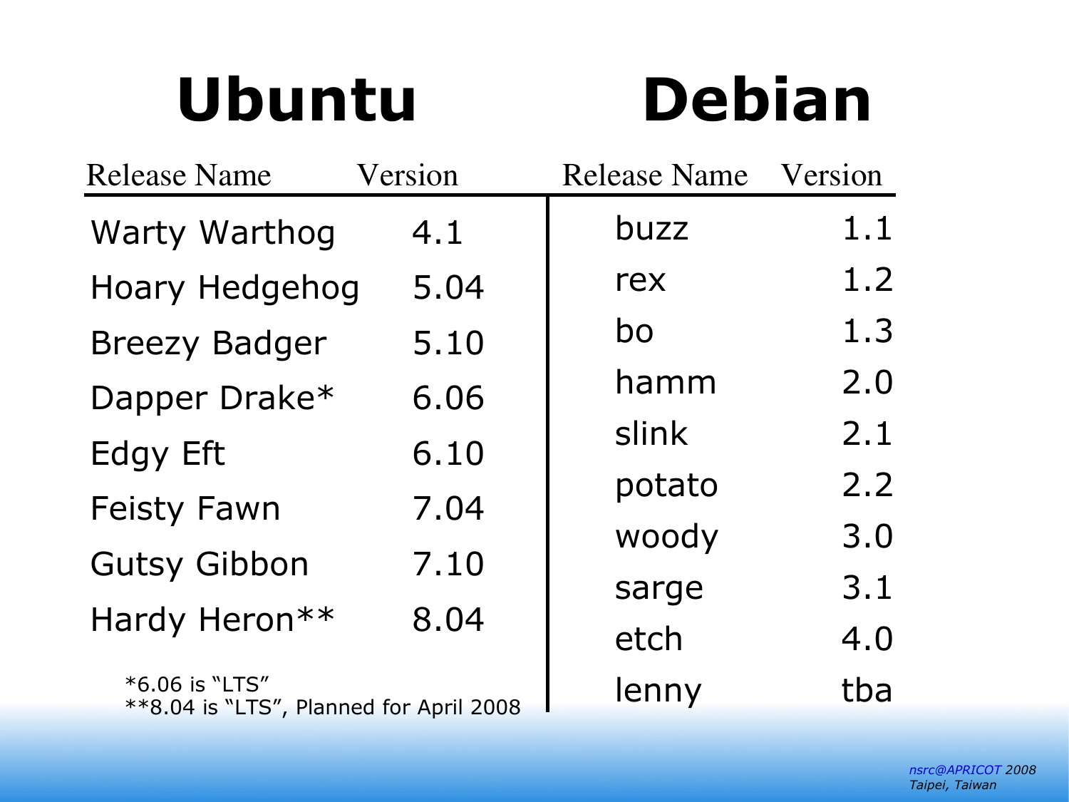## Ubuntu

| Release Name | Version |
|---|---|
| Warty Warthog | 4.1 |
| Hoary Hedgehog | 5.04 |
| Breezy Badger | 5.10 |
| Dapper Drake* | 6.06 |
| Edgy Eft | 6.10 |
| Feisty Fawn | 7.04 |
| Gutsy Gibbon | 7.10 |
| Hardy Heron** | 8.04 |

*6.06 is "LTS"
**8.04 is "LTS", Planned for April 2008

## Debian

| Release Name | Version |
|---|---|
| buzz | 1.1 |
| rex | 1.2 |
| bo | 1.3 |
| hamm | 2.0 |
| slink | 2.1 |
| potato | 2.2 |
| woody | 3.0 |
| sarge | 3.1 |
| etch | 4.0 |
| lenny | tba |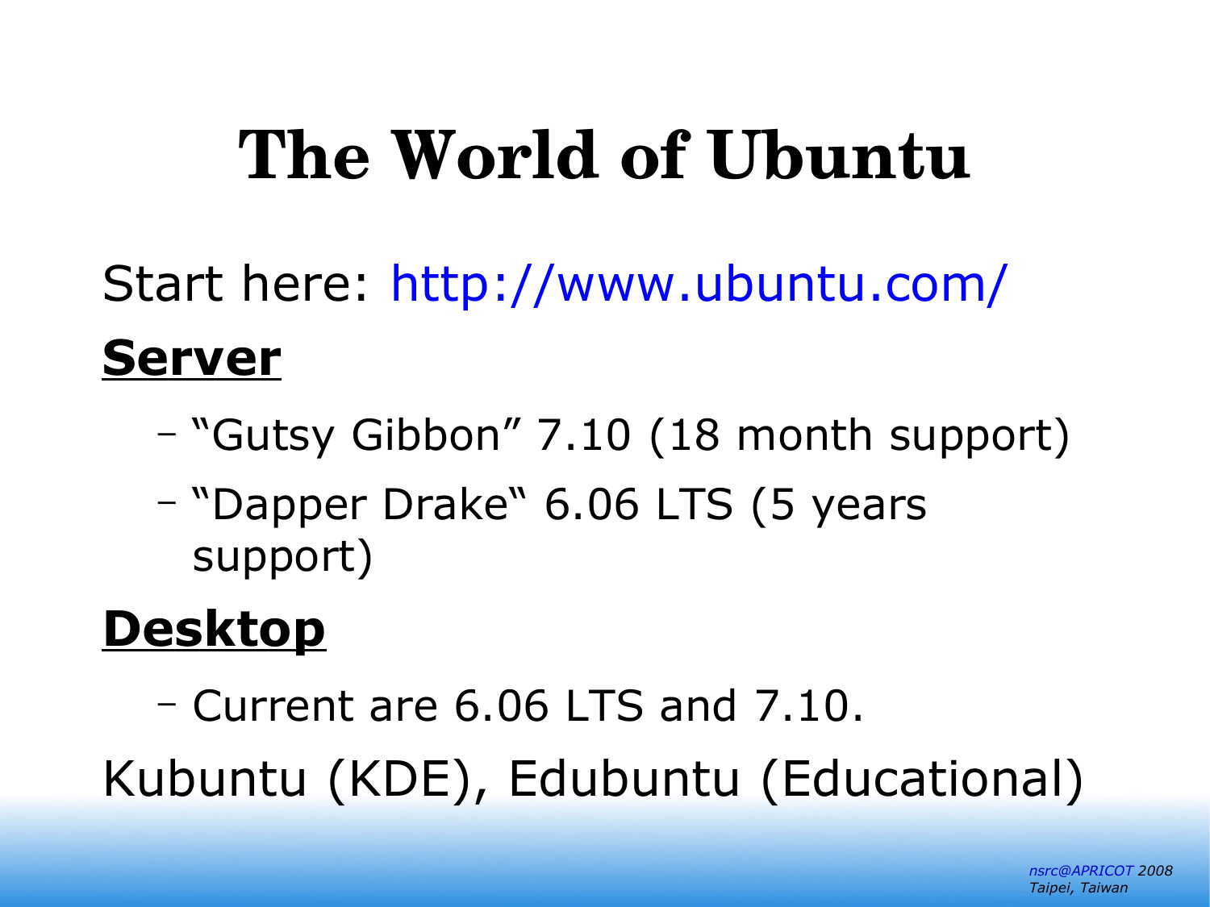# The World of Ubuntu

Start here: http://www.ubuntu.com/

**Server**

- "Gutsy Gibbon" 7.10 (18 month support)
- "Dapper Drake" 6.06 LTS (5 years support)

**Desktop**

- Current are 6.06 LTS and 7.10.

Kubuntu (KDE), Edubuntu (Educational)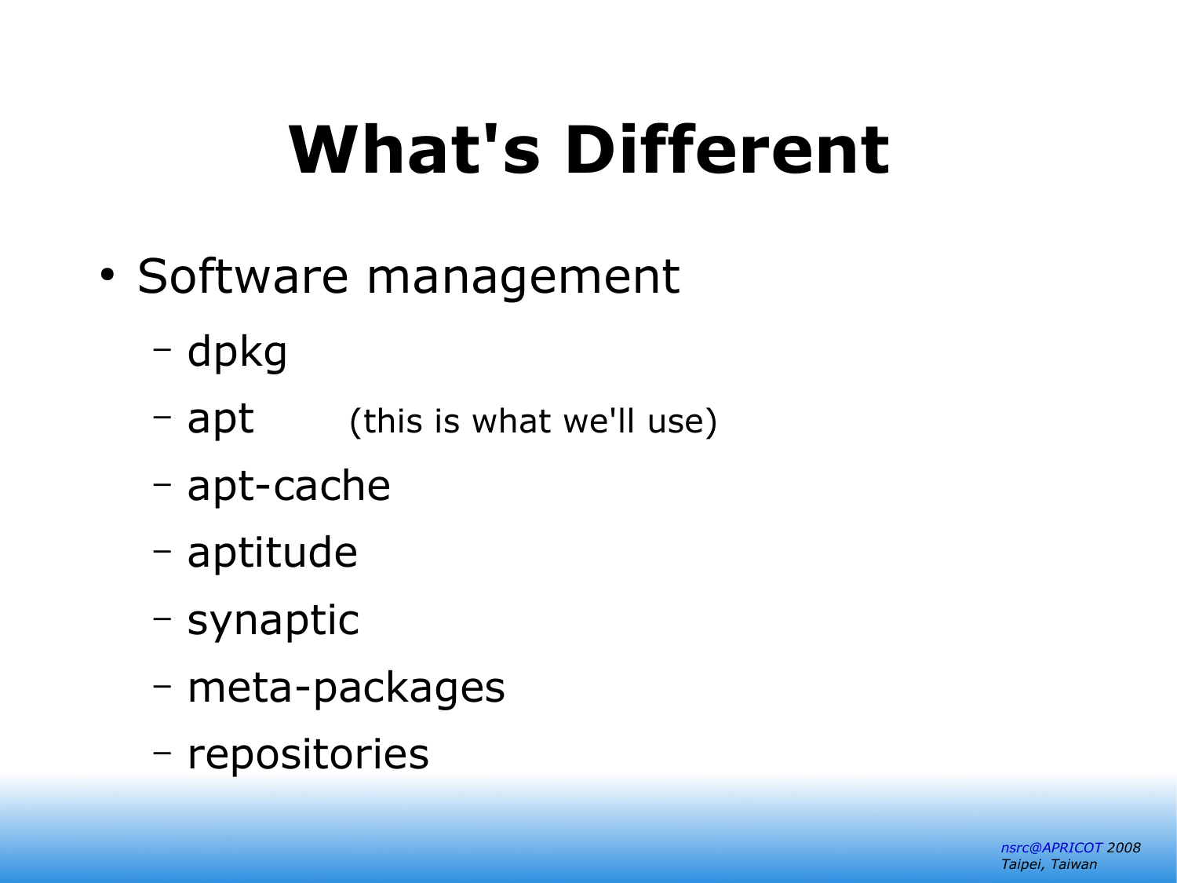# What's Different

- Software management
  - dpkg
  - apt (this is what we'll use)
  - apt-cache
  - aptitude
  - synaptic
  - meta-packages
  - repositories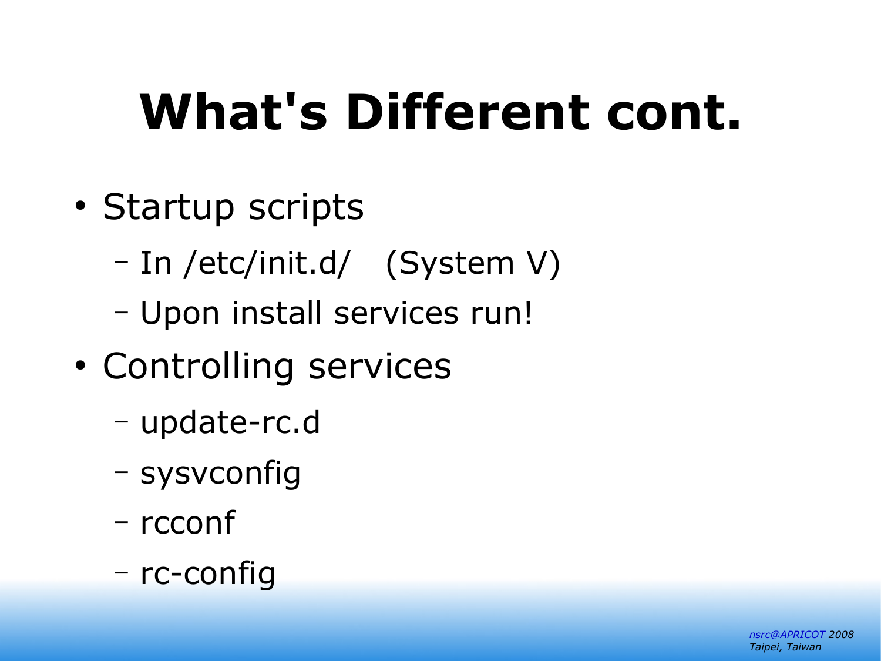# What's Different cont.

- Startup scripts
  - In /etc/init.d/   (System V)
  - Upon install services run!
- Controlling services
  - update-rc.d
  - sysvconfig
  - rcconf
  - rc-config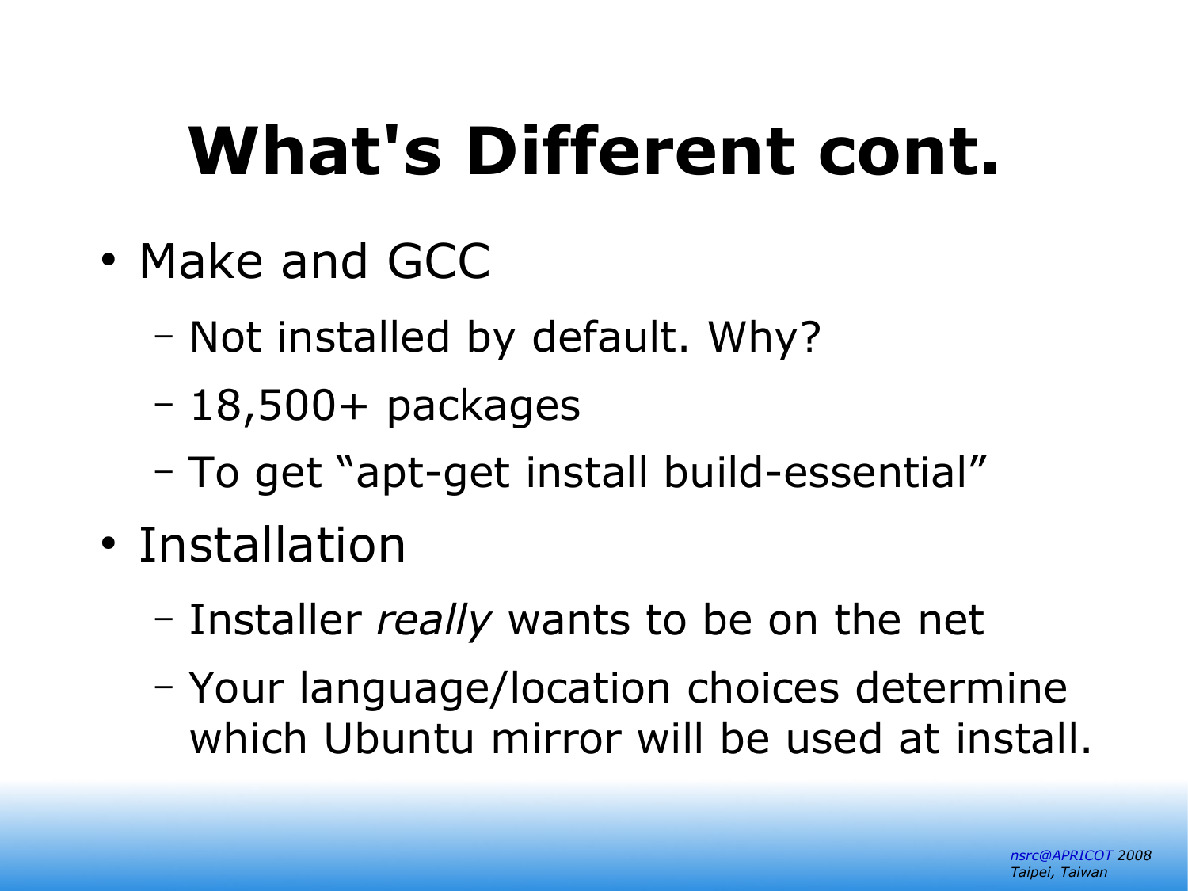# What's Different cont.

- Make and GCC
  - Not installed by default. Why?
  - 18,500+ packages
  - To get “apt-get install build-essential”
- Installation
  - Installer *really* wants to be on the net
  - Your language/location choices determine which Ubuntu mirror will be used at install.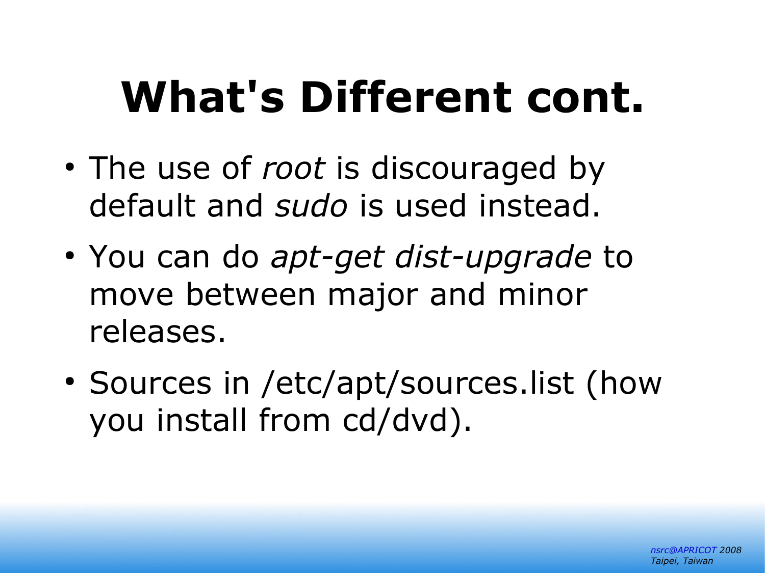# What's Different cont.

- The use of *root* is discouraged by default and *sudo* is used instead.
- You can do *apt-get dist-upgrade* to move between major and minor releases.
- Sources in /etc/apt/sources.list (how you install from cd/dvd).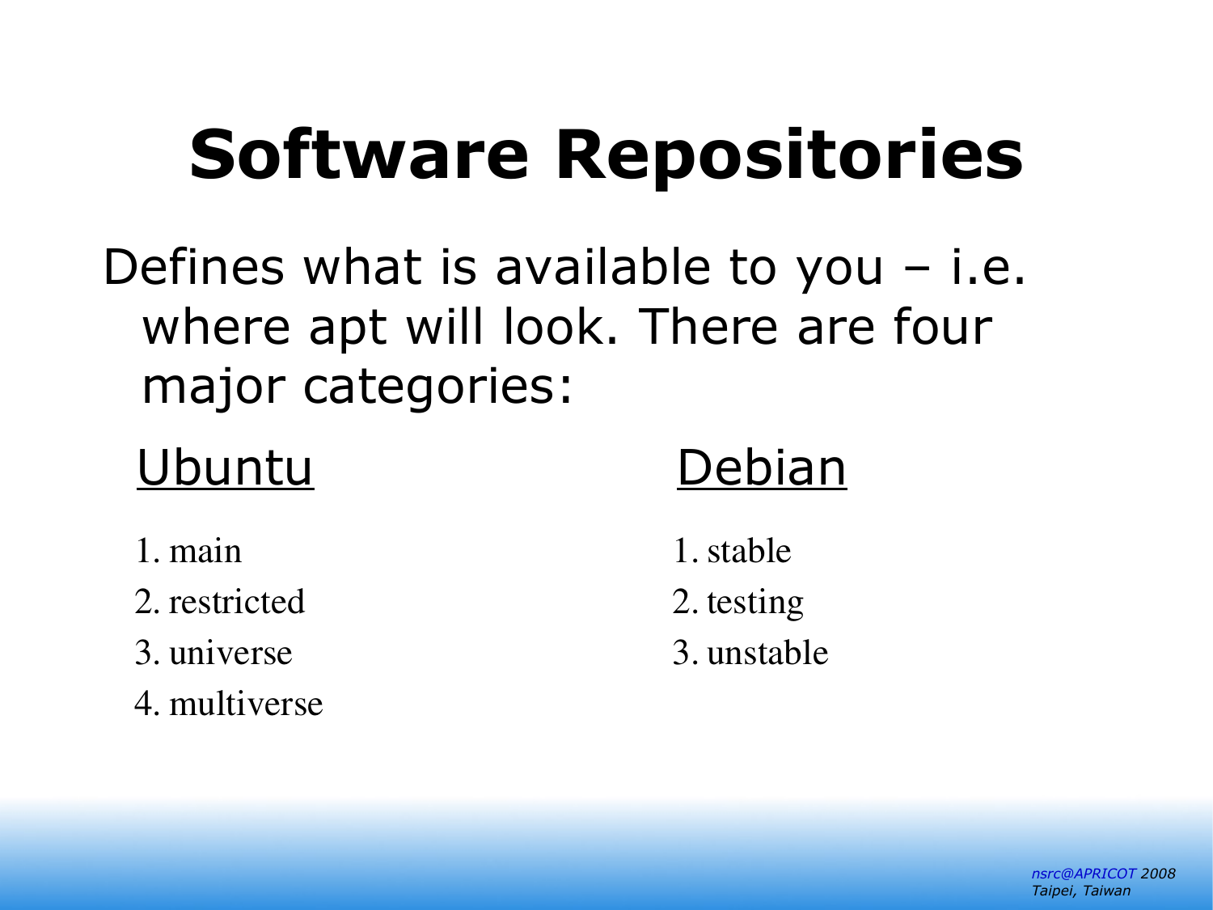# Software Repositories

Defines what is available to you – i.e. where apt will look. There are four major categories:

Ubuntu

1. main
2. restricted
3. universe
4. multiverse

Debian

1. stable
2. testing
3. unstable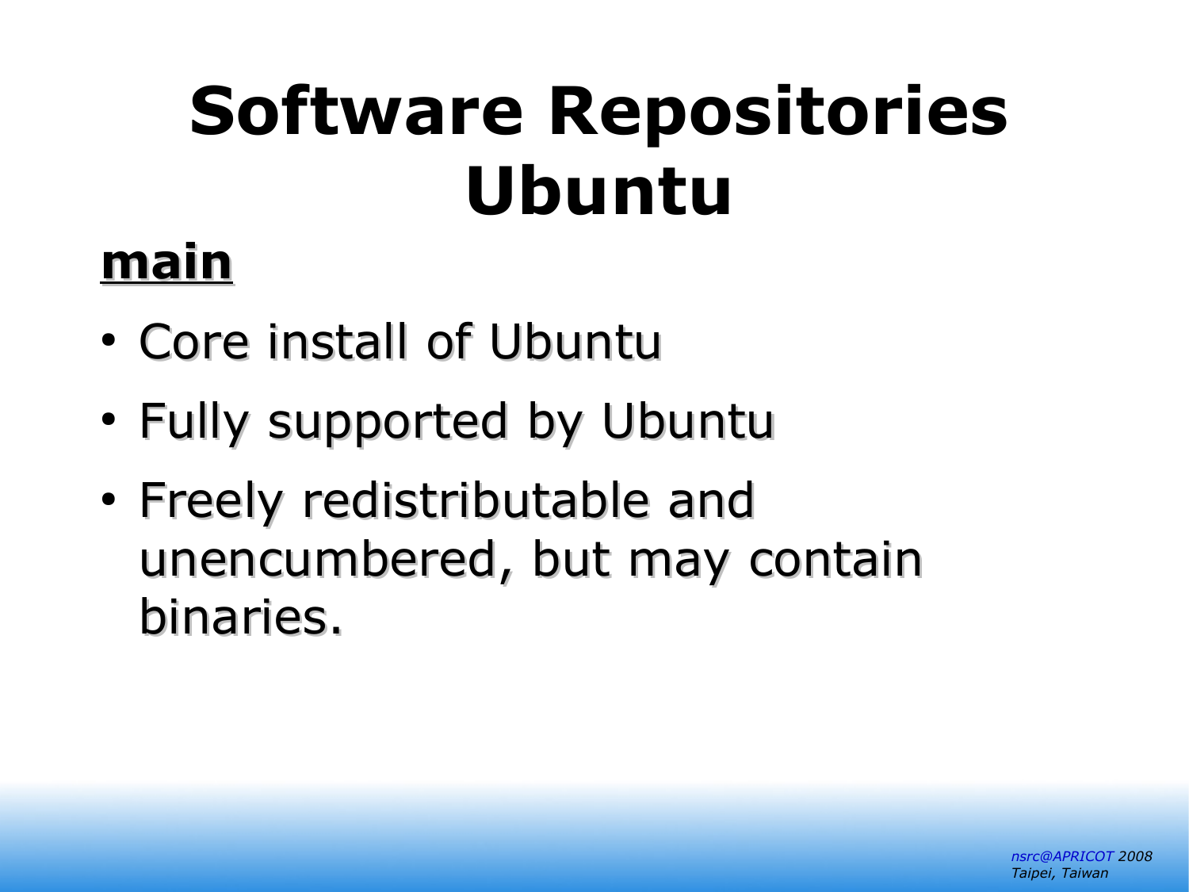# Software Repositories Ubuntu

**main**

- Core install of Ubuntu
- Fully supported by Ubuntu
- Freely redistributable and unencumbered, but may contain binaries.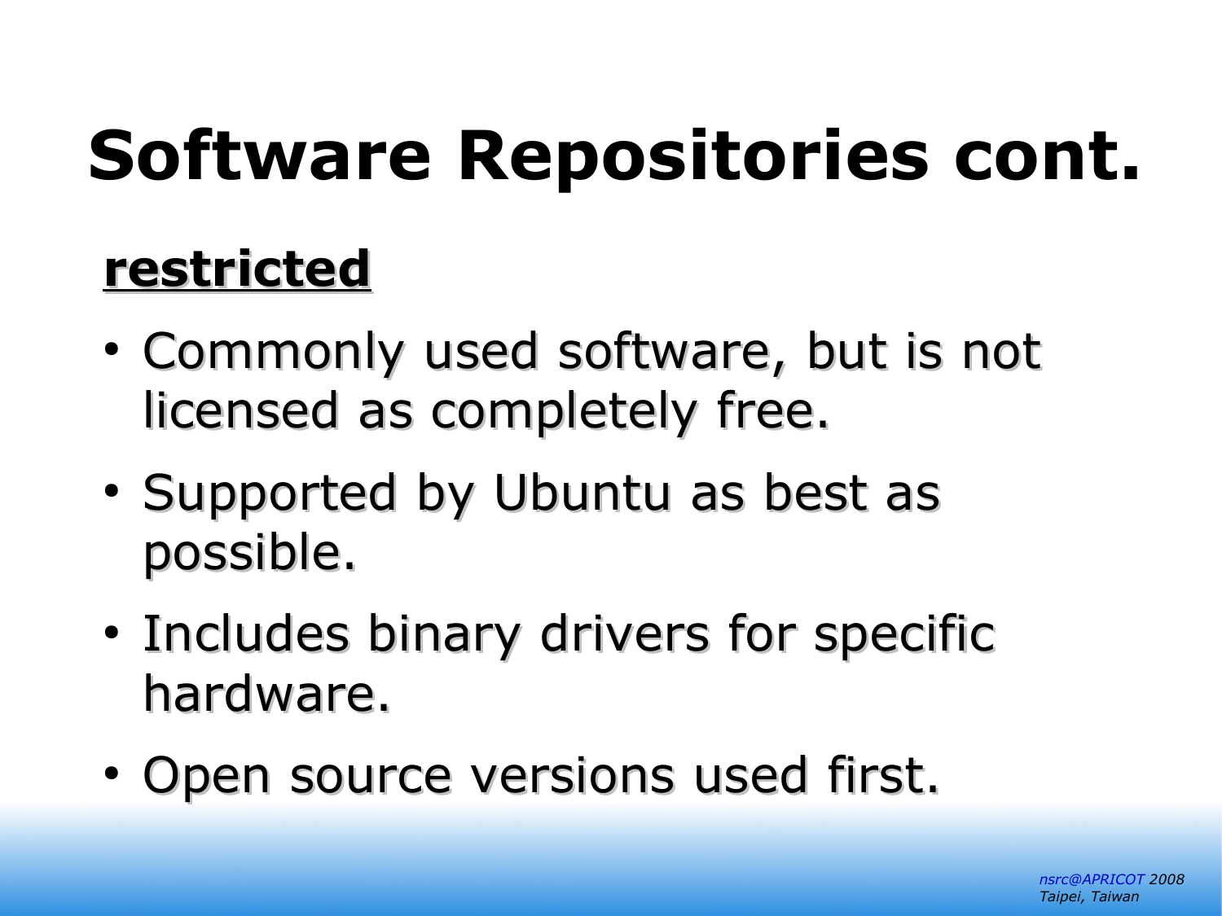# Software Repositories cont.

**restricted**

- Commonly used software, but is not licensed as completely free.
- Supported by Ubuntu as best as possible.
- Includes binary drivers for specific hardware.
- Open source versions used first.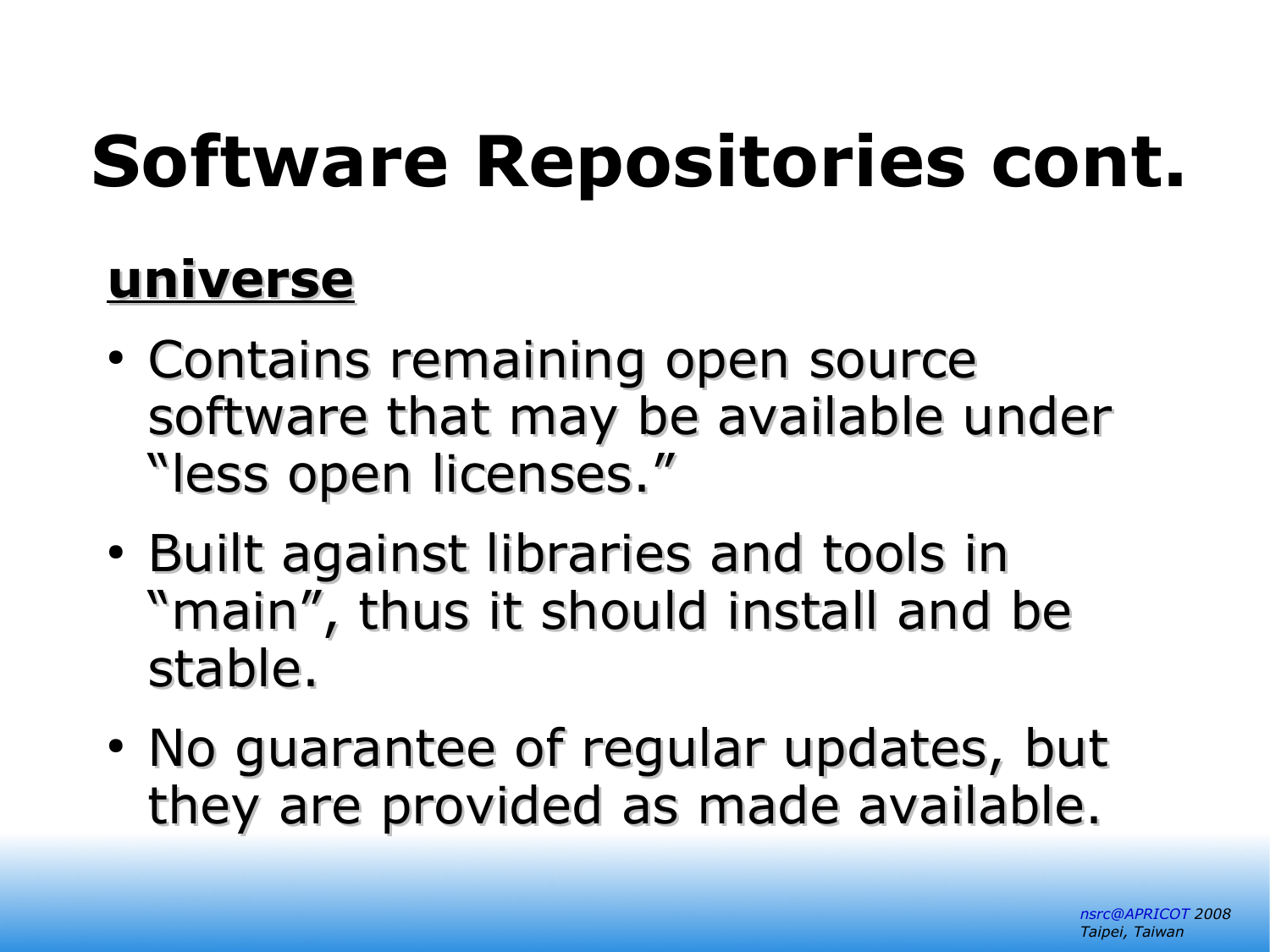# Software Repositories cont.

**universe**

- Contains remaining open source software that may be available under "less open licenses."
- Built against libraries and tools in "main", thus it should install and be stable.
- No guarantee of regular updates, but they are provided as made available.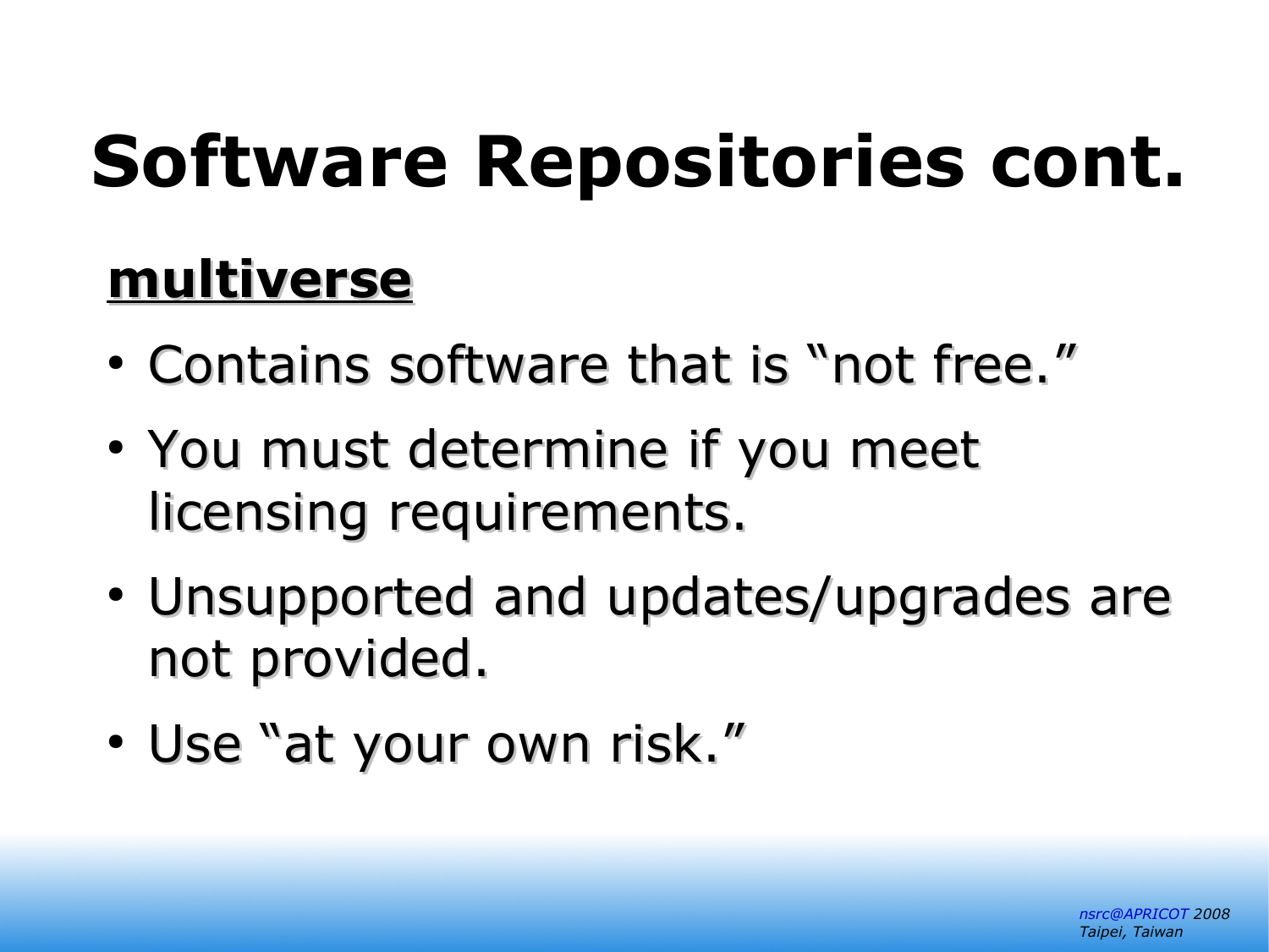# Software Repositories cont.

**multiverse**

- Contains software that is “not free.”
- You must determine if you meet licensing requirements.
- Unsupported and updates/upgrades are not provided.
- Use “at your own risk.”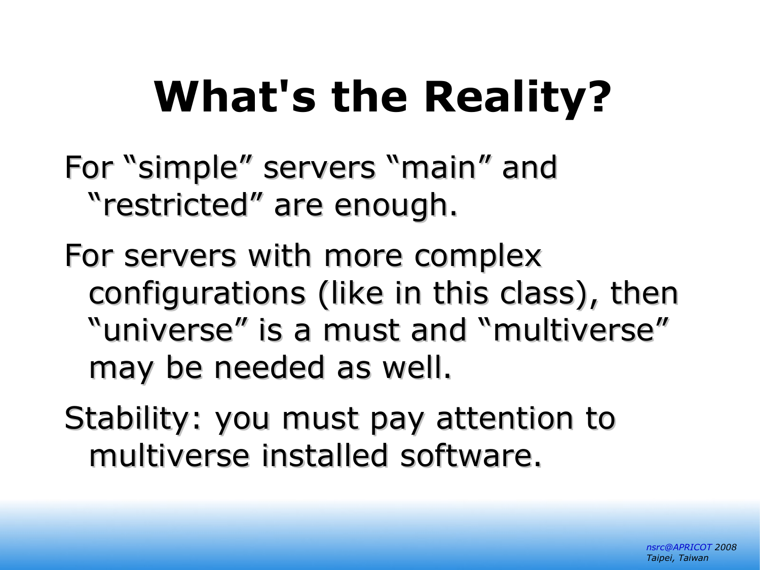# What's the Reality?

For "simple" servers "main" and "restricted" are enough.

For servers with more complex configurations (like in this class), then "universe" is a must and "multiverse" may be needed as well.

Stability: you must pay attention to multiverse installed software.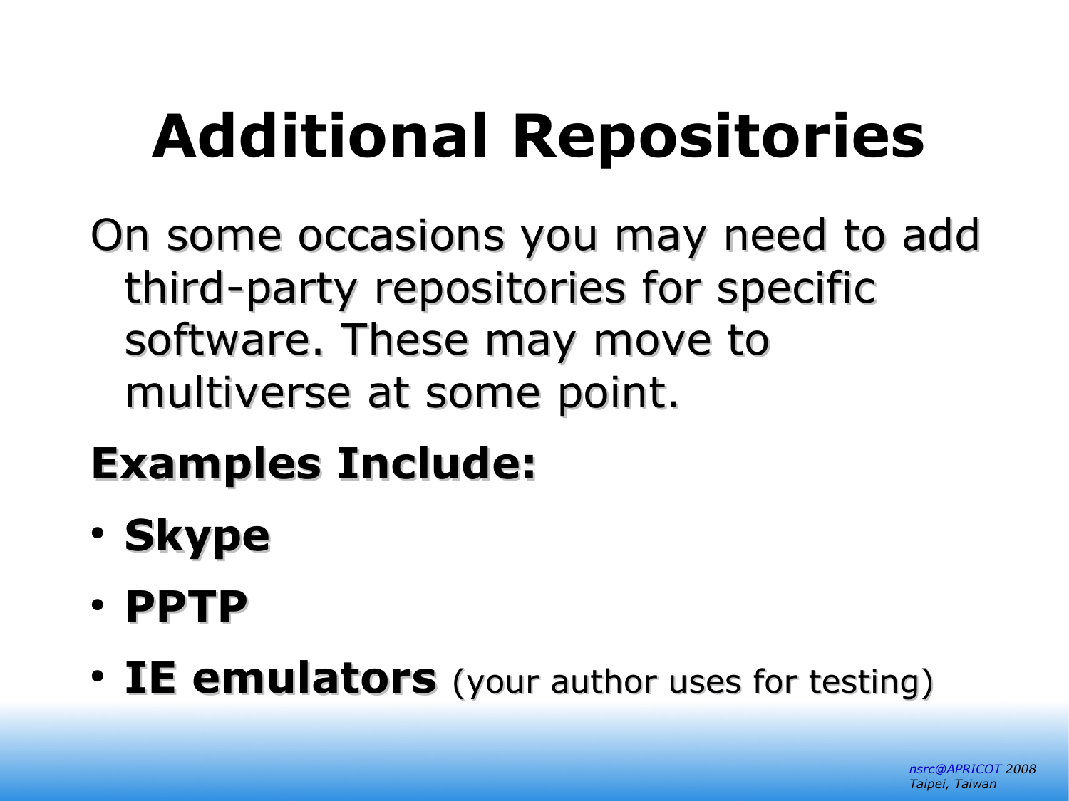# Additional Repositories

On some occasions you may need to add third-party repositories for specific software. These may move to multiverse at some point.

**Examples Include:**

- **Skype**
- **PPTP**
- **IE emulators** (your author uses for testing)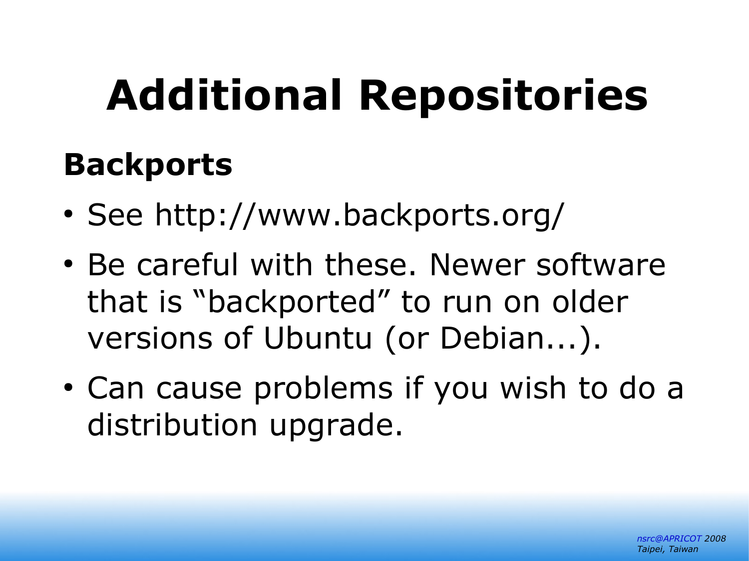# Additional Repositories

## Backports

- See http://www.backports.org/
- Be careful with these. Newer software that is "backported" to run on older versions of Ubuntu (or Debian...).
- Can cause problems if you wish to do a distribution upgrade.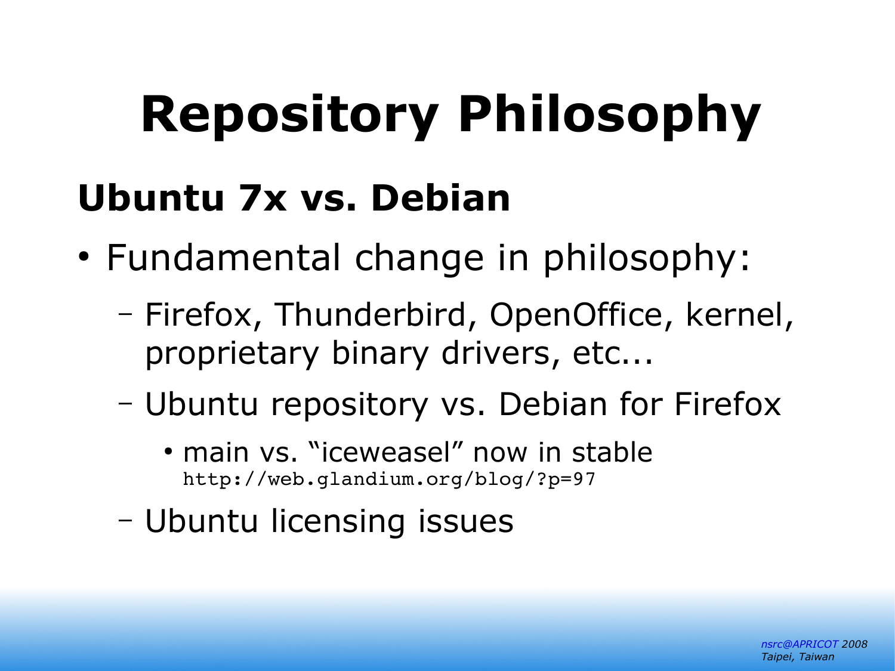# Repository Philosophy

## Ubuntu 7x vs. Debian

- Fundamental change in philosophy:
  - Firefox, Thunderbird, OpenOffice, kernel, proprietary binary drivers, etc...
  - Ubuntu repository vs. Debian for Firefox
    - main vs. "iceweasel" now in stable
      `http://web.glandium.org/blog/?p=97`
  - Ubuntu licensing issues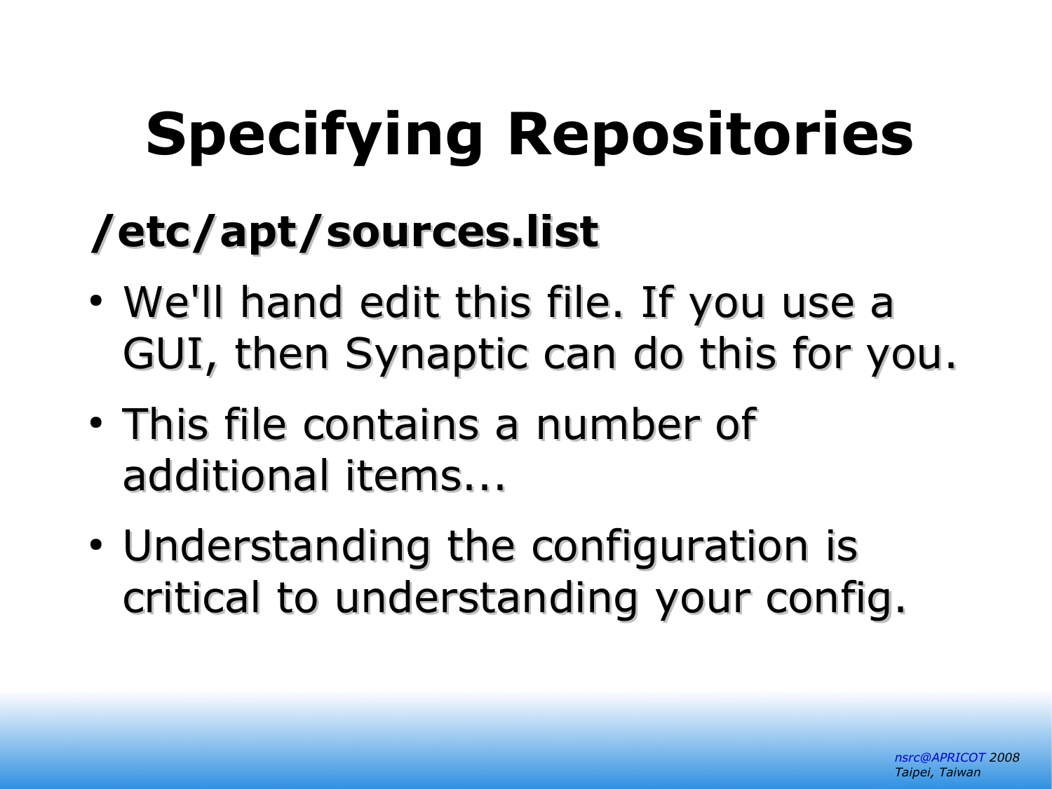# Specifying Repositories

## /etc/apt/sources.list

- We'll hand edit this file. If you use a GUI, then Synaptic can do this for you.
- This file contains a number of additional items...
- Understanding the configuration is critical to understanding your config.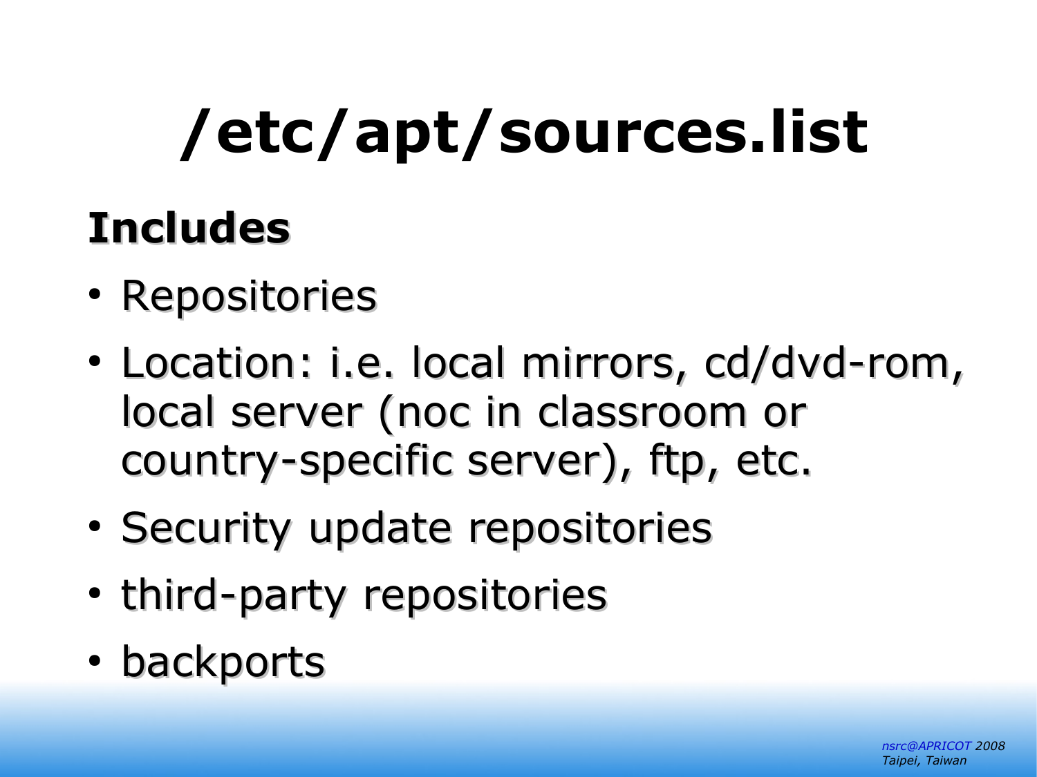# /etc/apt/sources.list

## Includes

- Repositories
- Location: i.e. local mirrors, cd/dvd-rom, local server (noc in classroom or country-specific server), ftp, etc.
- Security update repositories
- third-party repositories
- backports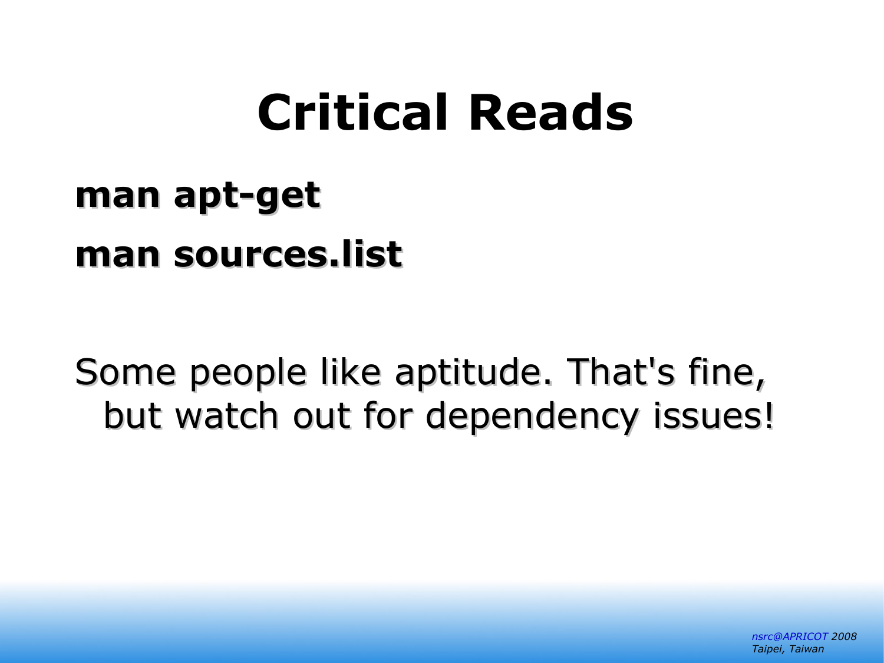# Critical Reads

**man apt-get**

**man sources.list**

Some people like aptitude. That's fine, but watch out for dependency issues!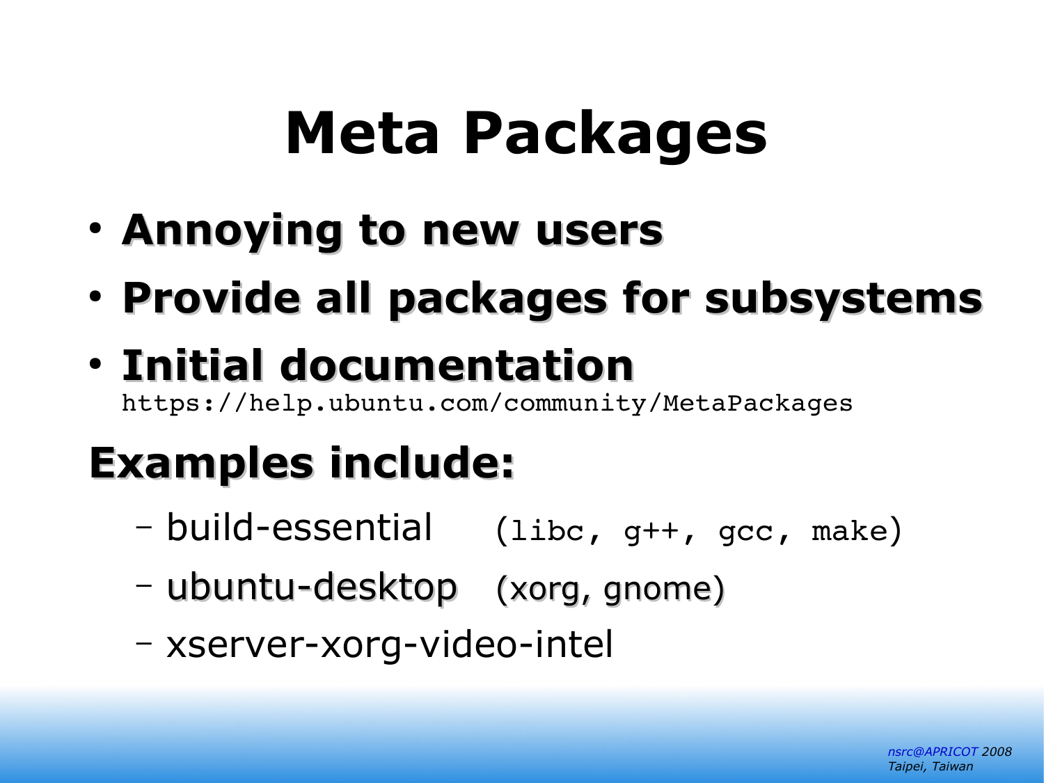# Meta Packages

- **Annoying to new users**
- **Provide all packages for subsystems**
- **Initial documentation**
  `https://help.ubuntu.com/community/MetaPackages`

## Examples include:

- build-essential (`libc, g++, gcc, make`)
- ubuntu-desktop (xorg, gnome)
- xserver-xorg-video-intel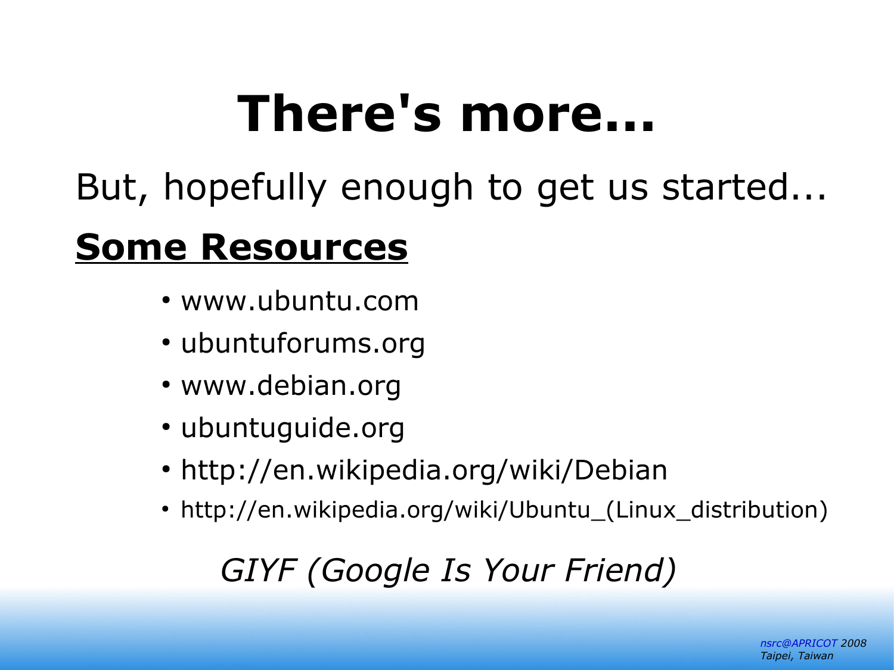# There's more...

But, hopefully enough to get us started...

## Some Resources

- www.ubuntu.com
- ubuntuforums.org
- www.debian.org
- ubuntuguide.org
- http://en.wikipedia.org/wiki/Debian
- http://en.wikipedia.org/wiki/Ubuntu_(Linux_distribution)

*GIYF (Google Is Your Friend)*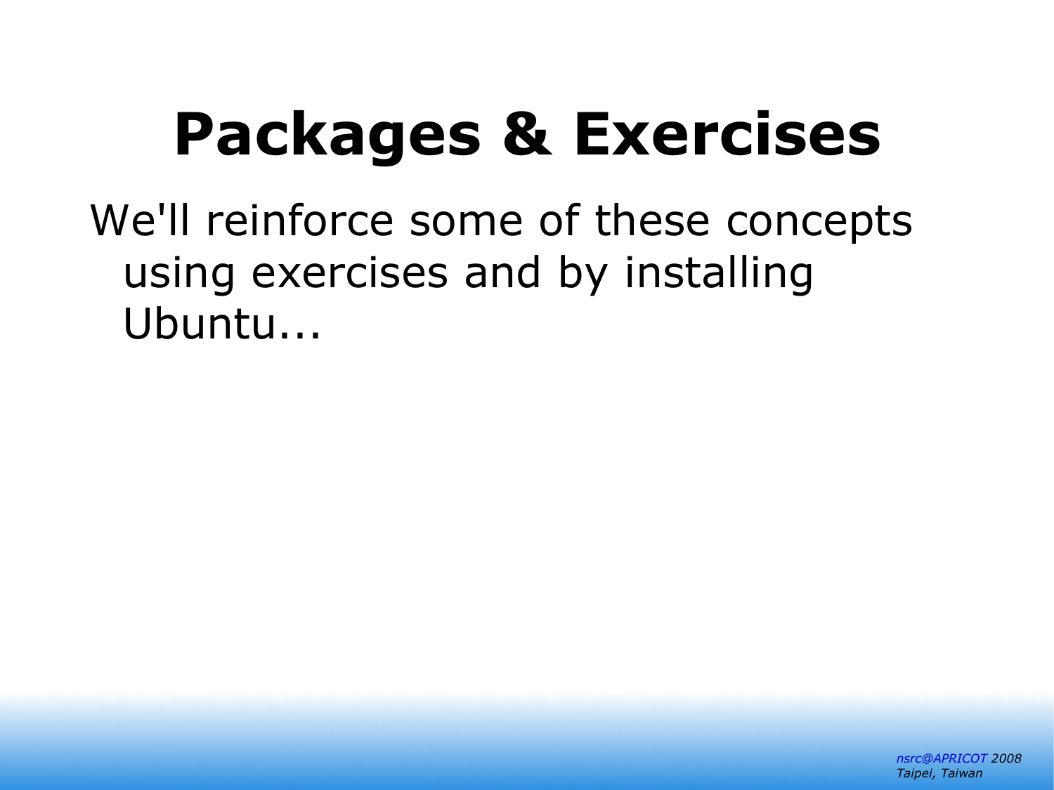# Packages & Exercises

We'll reinforce some of these concepts using exercises and by installing Ubuntu...